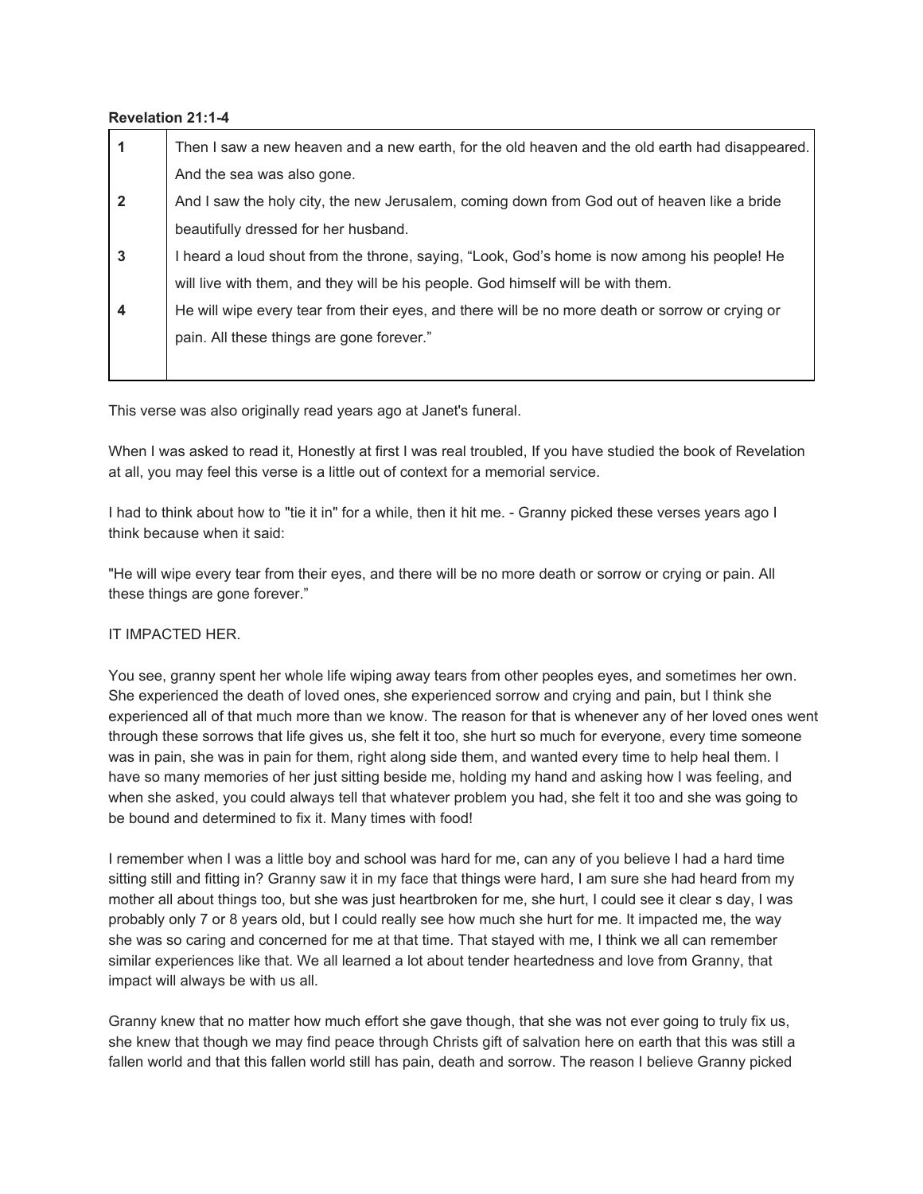**Revelation 21:1-4**

| | |
|---|---|
| **1** | Then I saw a new heaven and a new earth, for the old heaven and the old earth had disappeared. And the sea was also gone. |
| **2** | And I saw the holy city, the new Jerusalem, coming down from God out of heaven like a bride beautifully dressed for her husband. |
| **3** | I heard a loud shout from the throne, saying, “Look, God’s home is now among his people! He will live with them, and they will be his people. God himself will be with them. |
| **4** | He will wipe every tear from their eyes, and there will be no more death or sorrow or crying or pain. All these things are gone forever.” |

This verse was also originally read years ago at Janet's funeral.

When I was asked to read it, Honestly at first I was real troubled, If you have studied the book of Revelation at all, you may feel this verse is a little out of context for a memorial service.

I had to think about how to "tie it in" for a while, then it hit me. - Granny picked these verses years ago I think because when it said:

"He will wipe every tear from their eyes, and there will be no more death or sorrow or crying or pain. All these things are gone forever.”

IT IMPACTED HER.

You see, granny spent her whole life wiping away tears from other peoples eyes, and sometimes her own. She experienced the death of loved ones, she experienced sorrow and crying and pain, but I think she experienced all of that much more than we know. The reason for that is whenever any of her loved ones went through these sorrows that life gives us, she felt it too, she hurt so much for everyone, every time someone was in pain, she was in pain for them, right along side them, and wanted every time to help heal them. I have so many memories of her just sitting beside me, holding my hand and asking how I was feeling, and when she asked, you could always tell that whatever problem you had, she felt it too and she was going to be bound and determined to fix it. Many times with food!

I remember when I was a little boy and school was hard for me, can any of you believe I had a hard time sitting still and fitting in? Granny saw it in my face that things were hard, I am sure she had heard from my mother all about things too, but she was just heartbroken for me, she hurt, I could see it clear s day, I was probably only 7 or 8 years old, but I could really see how much she hurt for me. It impacted me, the way she was so caring and concerned for me at that time. That stayed with me, I think we all can remember similar experiences like that. We all learned a lot about tender heartedness and love from Granny, that impact will always be with us all.

Granny knew that no matter how much effort she gave though, that she was not ever going to truly fix us, she knew that though we may find peace through Christs gift of salvation here on earth that this was still a fallen world and that this fallen world still has pain, death and sorrow. The reason I believe Granny picked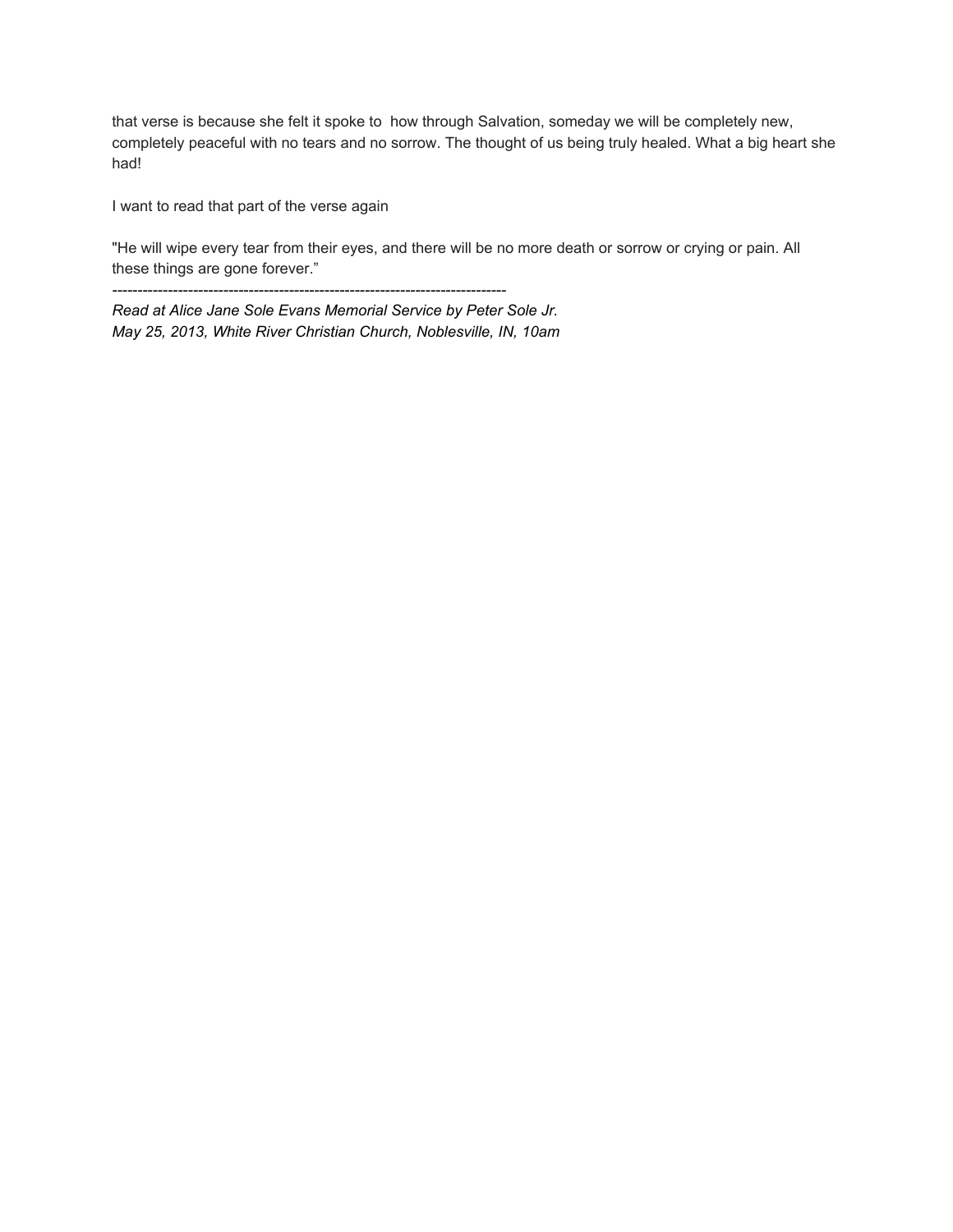that verse is because she felt it spoke to  how through Salvation, someday we will be completely new, completely peaceful with no tears and no sorrow. The thought of us being truly healed. What a big heart she had!

I want to read that part of the verse again

"He will wipe every tear from their eyes, and there will be no more death or sorrow or crying or pain. All these things are gone forever."

--------------------------------------------------------------------------------

*Read at Alice Jane Sole Evans Memorial Service by Peter Sole Jr.*
*May 25, 2013, White River Christian Church, Noblesville, IN, 10am*